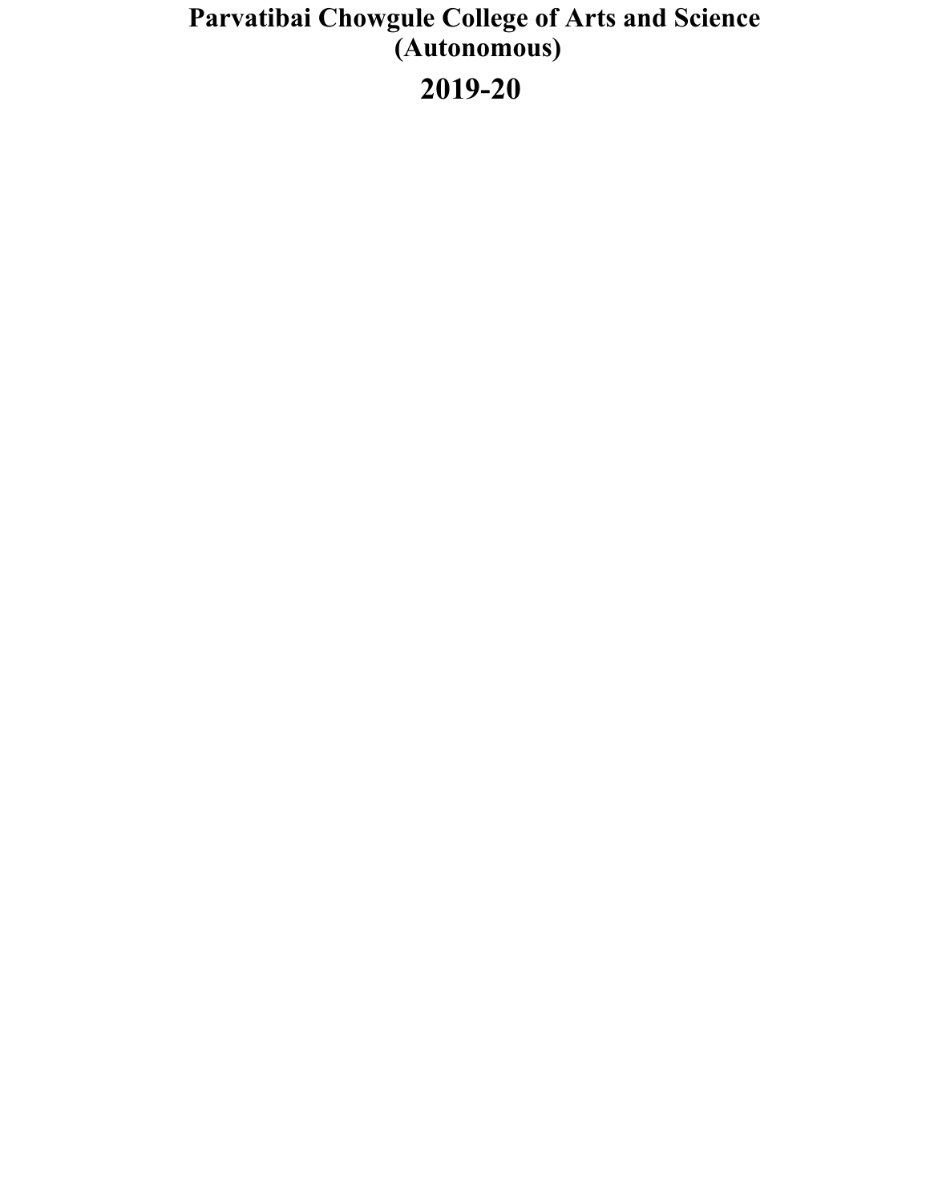# Parvatibai Chowgule College of Arts and Science (Autonomous)

# 2019-20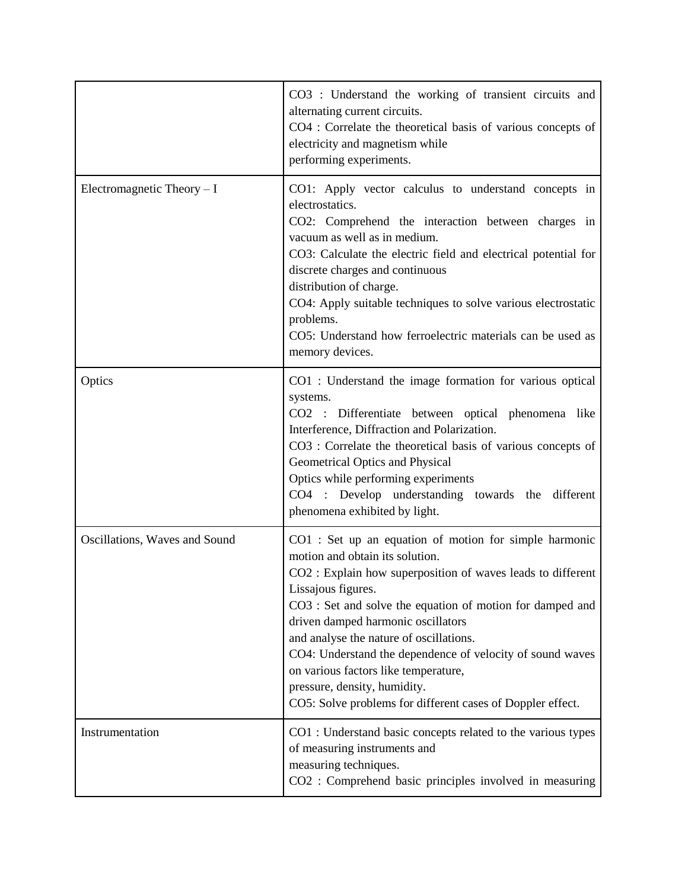| | |
|---|---|
| | CO3 : Understand the working of transient circuits and alternating current circuits.<br>CO4 : Correlate the theoretical basis of various concepts of electricity and magnetism while performing experiments. |
| Electromagnetic Theory – I | CO1: Apply vector calculus to understand concepts in electrostatics.<br>CO2: Comprehend the interaction between charges in vacuum as well as in medium.<br>CO3: Calculate the electric field and electrical potential for discrete charges and continuous distribution of charge.<br>CO4: Apply suitable techniques to solve various electrostatic problems.<br>CO5: Understand how ferroelectric materials can be used as memory devices. |
| Optics | CO1 : Understand the image formation for various optical systems.<br>CO2 : Differentiate between optical phenomena like Interference, Diffraction and Polarization.<br>CO3 : Correlate the theoretical basis of various concepts of Geometrical Optics and Physical Optics while performing experiments<br>CO4 : Develop understanding towards the different phenomena exhibited by light. |
| Oscillations, Waves and Sound | CO1 : Set up an equation of motion for simple harmonic motion and obtain its solution.<br>CO2 : Explain how superposition of waves leads to different Lissajous figures.<br>CO3 : Set and solve the equation of motion for damped and driven damped harmonic oscillators and analyse the nature of oscillations.<br>CO4: Understand the dependence of velocity of sound waves on various factors like temperature, pressure, density, humidity.<br>CO5: Solve problems for different cases of Doppler effect. |
| Instrumentation | CO1 : Understand basic concepts related to the various types of measuring instruments and measuring techniques.<br>CO2 : Comprehend basic principles involved in measuring |